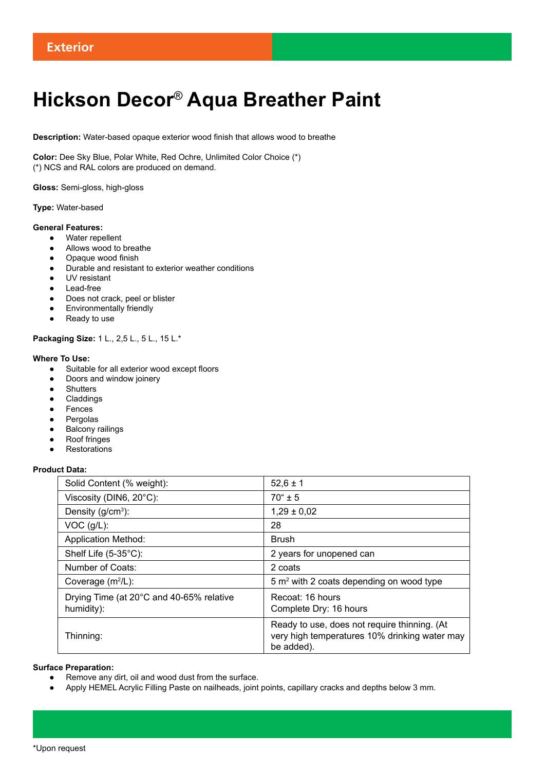Exterior

# Hickson Decor® Aqua Breather Paint

**Description:** Water-based opaque exterior wood finish that allows wood to breathe

**Color:** Dee Sky Blue, Polar White, Red Ochre, Unlimited Color Choice (*)
(*) NCS and RAL colors are produced on demand.

**Gloss:** Semi-gloss, high-gloss

**Type:** Water-based

**General Features:**

- Water repellent
- Allows wood to breathe
- Opaque wood finish
- Durable and resistant to exterior weather conditions
- UV resistant
- Lead-free
- Does not crack, peel or blister
- Environmentally friendly
- Ready to use

**Packaging Size:** 1 L., 2,5 L., 5 L., 15 L.*

**Where To Use:**

- Suitable for all exterior wood except floors
- Doors and window joinery
- Shutters
- Claddings
- Fences
- Pergolas
- Balcony railings
- Roof fringes
- Restorations

**Product Data:**

| | |
|---|---|
| Solid Content (% weight): | 52,6 ± 1 |
| Viscosity (DIN6, 20°C): | 70“ ± 5 |
| Density (g/cm³): | 1,29 ± 0,02 |
| VOC (g/L): | 28 |
| Application Method: | Brush |
| Shelf Life (5-35°C): | 2 years for unopened can |
| Number of Coats: | 2 coats |
| Coverage (m²/L): | 5 m² with 2 coats depending on wood type |
| Drying Time (at 20°C and 40-65% relative humidity): | Recoat: 16 hours<br>Complete Dry: 16 hours |
| Thinning: | Ready to use, does not require thinning. (At very high temperatures 10% drinking water may be added). |

**Surface Preparation:**

- Remove any dirt, oil and wood dust from the surface.
- Apply HEMEL Acrylic Filling Paste on nailheads, joint points, capillary cracks and depths below 3 mm.

*Upon request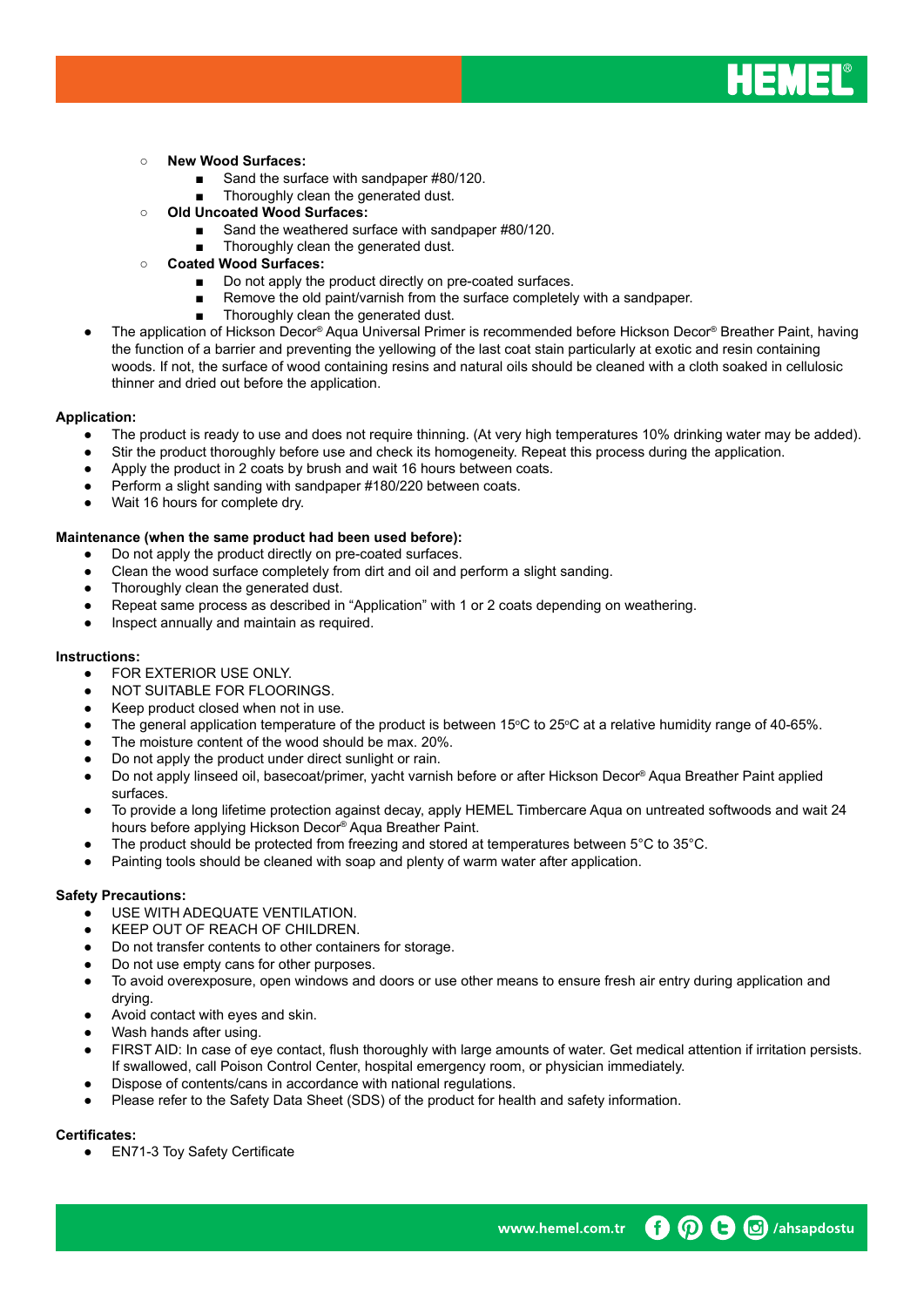- **New Wood Surfaces:**
    - Sand the surface with sandpaper #80/120.
    - Thoroughly clean the generated dust.
- **Old Uncoated Wood Surfaces:**
    - Sand the weathered surface with sandpaper #80/120.
    - Thoroughly clean the generated dust.
- **Coated Wood Surfaces:**
    - Do not apply the product directly on pre-coated surfaces.
    - Remove the old paint/varnish from the surface completely with a sandpaper.
    - Thoroughly clean the generated dust.

- The application of Hickson Decor® Aqua Universal Primer is recommended before Hickson Decor® Breather Paint, having the function of a barrier and preventing the yellowing of the last coat stain particularly at exotic and resin containing woods. If not, the surface of wood containing resins and natural oils should be cleaned with a cloth soaked in cellulosic thinner and dried out before the application.

**Application:**

- The product is ready to use and does not require thinning. (At very high temperatures 10% drinking water may be added).
- Stir the product thoroughly before use and check its homogeneity. Repeat this process during the application.
- Apply the product in 2 coats by brush and wait 16 hours between coats.
- Perform a slight sanding with sandpaper #180/220 between coats.
- Wait 16 hours for complete dry.

**Maintenance (when the same product had been used before):**

- Do not apply the product directly on pre-coated surfaces.
- Clean the wood surface completely from dirt and oil and perform a slight sanding.
- Thoroughly clean the generated dust.
- Repeat same process as described in "Application" with 1 or 2 coats depending on weathering.
- Inspect annually and maintain as required.

**Instructions:**

- FOR EXTERIOR USE ONLY.
- NOT SUITABLE FOR FLOORINGS.
- Keep product closed when not in use.
- The general application temperature of the product is between 15°C to 25°C at a relative humidity range of 40-65%.
- The moisture content of the wood should be max. 20%.
- Do not apply the product under direct sunlight or rain.
- Do not apply linseed oil, basecoat/primer, yacht varnish before or after Hickson Decor® Aqua Breather Paint applied surfaces.
- To provide a long lifetime protection against decay, apply HEMEL Timbercare Aqua on untreated softwoods and wait 24 hours before applying Hickson Decor® Aqua Breather Paint.
- The product should be protected from freezing and stored at temperatures between 5°C to 35°C.
- Painting tools should be cleaned with soap and plenty of warm water after application.

**Safety Precautions:**

- USE WITH ADEQUATE VENTILATION.
- KEEP OUT OF REACH OF CHILDREN.
- Do not transfer contents to other containers for storage.
- Do not use empty cans for other purposes.
- To avoid overexposure, open windows and doors or use other means to ensure fresh air entry during application and drying.
- Avoid contact with eyes and skin.
- Wash hands after using.
- FIRST AID: In case of eye contact, flush thoroughly with large amounts of water. Get medical attention if irritation persists. If swallowed, call Poison Control Center, hospital emergency room, or physician immediately.
- Dispose of contents/cans in accordance with national regulations.
- Please refer to the Safety Data Sheet (SDS) of the product for health and safety information.

**Certificates:**

- EN71-3 Toy Safety Certificate